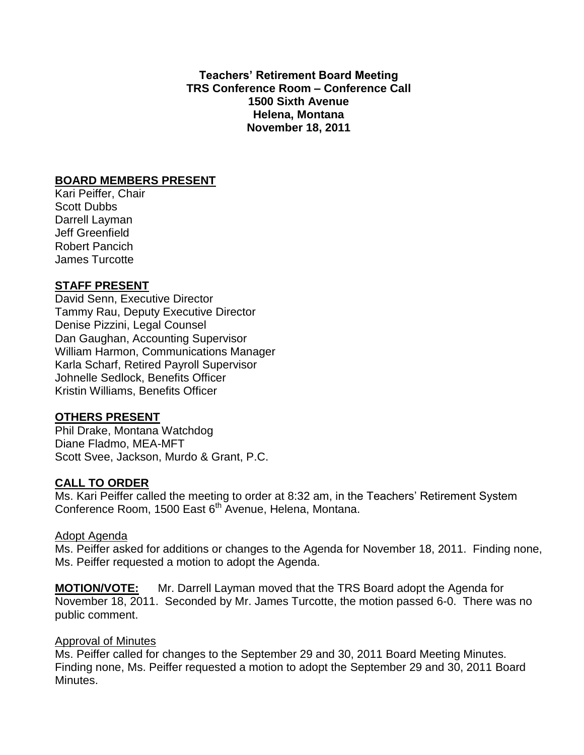**Teachers' Retirement Board Meeting**
**TRS Conference Room – Conference Call**
**1500 Sixth Avenue**
**Helena, Montana**
**November 18, 2011**

## BOARD MEMBERS PRESENT

Kari Peiffer, Chair
Scott Dubbs
Darrell Layman
Jeff Greenfield
Robert Pancich
James Turcotte

## STAFF PRESENT

David Senn, Executive Director
Tammy Rau, Deputy Executive Director
Denise Pizzini, Legal Counsel
Dan Gaughan, Accounting Supervisor
William Harmon, Communications Manager
Karla Scharf, Retired Payroll Supervisor
Johnelle Sedlock, Benefits Officer
Kristin Williams, Benefits Officer

## OTHERS PRESENT

Phil Drake, Montana Watchdog
Diane Fladmo, MEA-MFT
Scott Svee, Jackson, Murdo & Grant, P.C.

## CALL TO ORDER

Ms. Kari Peiffer called the meeting to order at 8:32 am, in the Teachers' Retirement System Conference Room, 1500 East 6th Avenue, Helena, Montana.

### Adopt Agenda

Ms. Peiffer asked for additions or changes to the Agenda for November 18, 2011. Finding none, Ms. Peiffer requested a motion to adopt the Agenda.

**MOTION/VOTE:** Mr. Darrell Layman moved that the TRS Board adopt the Agenda for November 18, 2011. Seconded by Mr. James Turcotte, the motion passed 6-0. There was no public comment.

### Approval of Minutes

Ms. Peiffer called for changes to the September 29 and 30, 2011 Board Meeting Minutes. Finding none, Ms. Peiffer requested a motion to adopt the September 29 and 30, 2011 Board Minutes.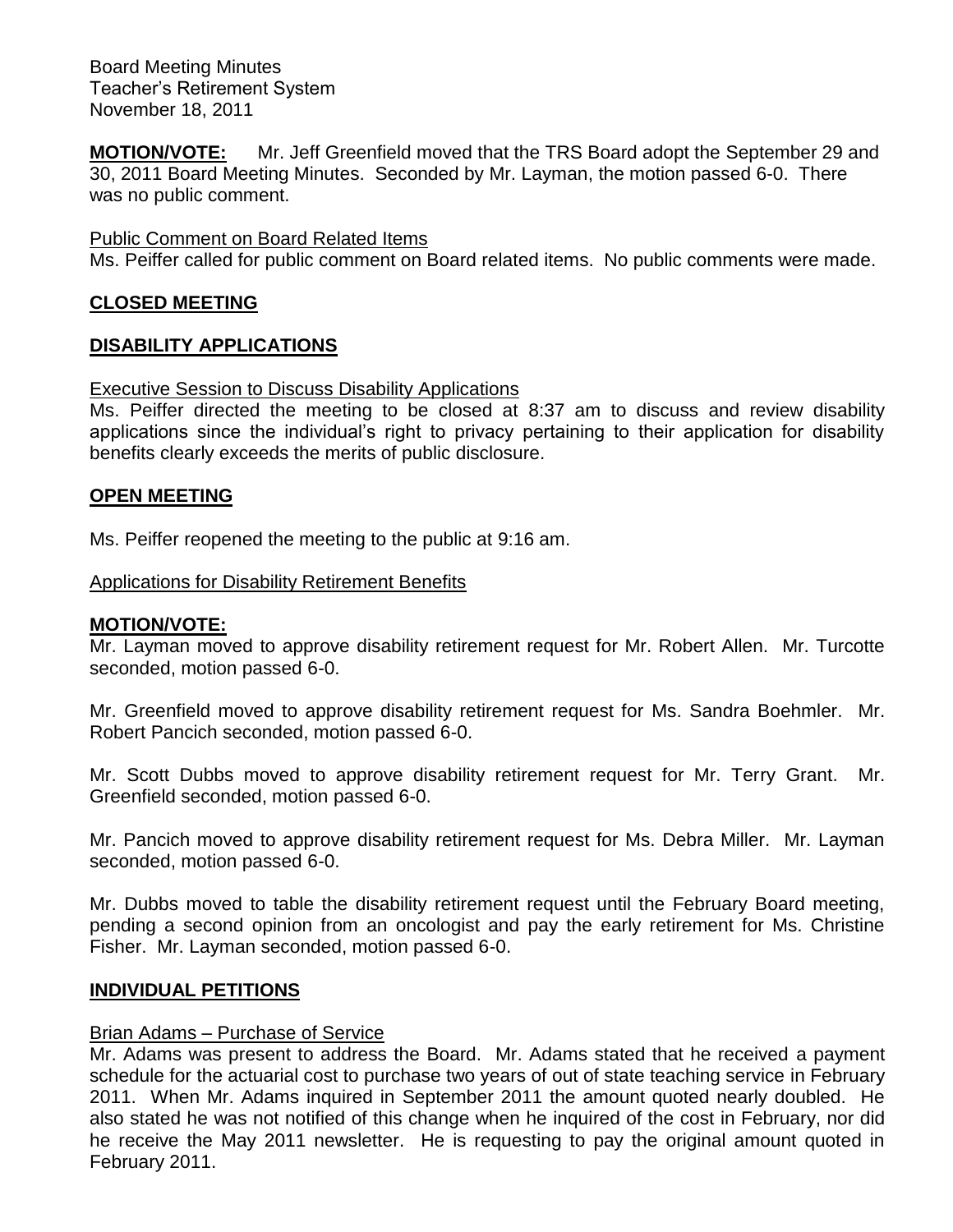**MOTION/VOTE:** Mr. Jeff Greenfield moved that the TRS Board adopt the September 29 and 30, 2011 Board Meeting Minutes. Seconded by Mr. Layman, the motion passed 6-0. There was no public comment.

Public Comment on Board Related Items

Ms. Peiffer called for public comment on Board related items. No public comments were made.

## CLOSED MEETING

## DISABILITY APPLICATIONS

Executive Session to Discuss Disability Applications

Ms. Peiffer directed the meeting to be closed at 8:37 am to discuss and review disability applications since the individual's right to privacy pertaining to their application for disability benefits clearly exceeds the merits of public disclosure.

## OPEN MEETING

Ms. Peiffer reopened the meeting to the public at 9:16 am.

Applications for Disability Retirement Benefits

**MOTION/VOTE:**

Mr. Layman moved to approve disability retirement request for Mr. Robert Allen. Mr. Turcotte seconded, motion passed 6-0.

Mr. Greenfield moved to approve disability retirement request for Ms. Sandra Boehmler. Mr. Robert Pancich seconded, motion passed 6-0.

Mr. Scott Dubbs moved to approve disability retirement request for Mr. Terry Grant. Mr. Greenfield seconded, motion passed 6-0.

Mr. Pancich moved to approve disability retirement request for Ms. Debra Miller. Mr. Layman seconded, motion passed 6-0.

Mr. Dubbs moved to table the disability retirement request until the February Board meeting, pending a second opinion from an oncologist and pay the early retirement for Ms. Christine Fisher. Mr. Layman seconded, motion passed 6-0.

## INDIVIDUAL PETITIONS

Brian Adams – Purchase of Service

Mr. Adams was present to address the Board. Mr. Adams stated that he received a payment schedule for the actuarial cost to purchase two years of out of state teaching service in February 2011. When Mr. Adams inquired in September 2011 the amount quoted nearly doubled. He also stated he was not notified of this change when he inquired of the cost in February, nor did he receive the May 2011 newsletter. He is requesting to pay the original amount quoted in February 2011.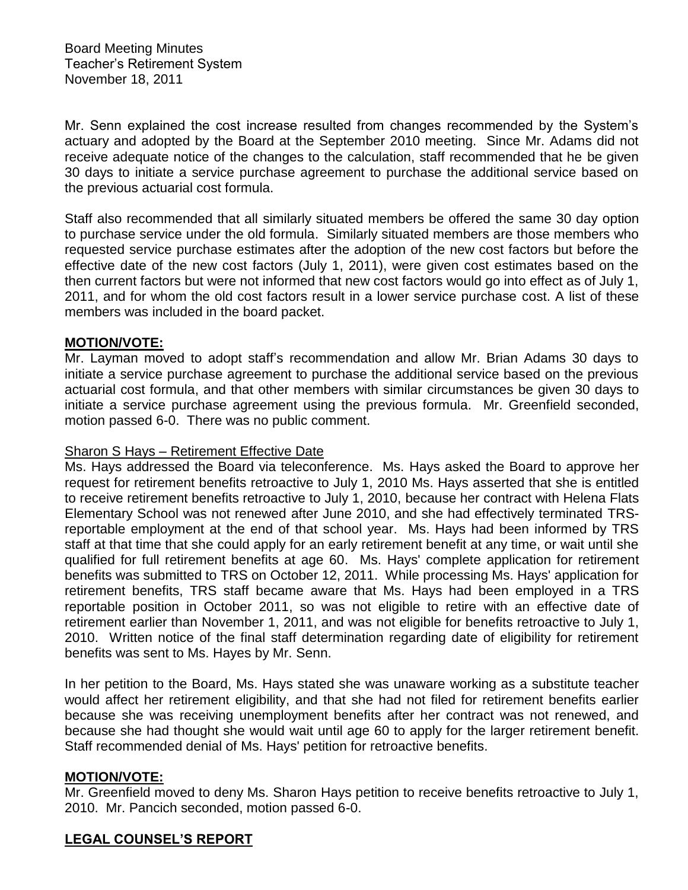Mr. Senn explained the cost increase resulted from changes recommended by the System's actuary and adopted by the Board at the September 2010 meeting. Since Mr. Adams did not receive adequate notice of the changes to the calculation, staff recommended that he be given 30 days to initiate a service purchase agreement to purchase the additional service based on the previous actuarial cost formula.

Staff also recommended that all similarly situated members be offered the same 30 day option to purchase service under the old formula. Similarly situated members are those members who requested service purchase estimates after the adoption of the new cost factors but before the effective date of the new cost factors (July 1, 2011), were given cost estimates based on the then current factors but were not informed that new cost factors would go into effect as of July 1, 2011, and for whom the old cost factors result in a lower service purchase cost. A list of these members was included in the board packet.

**MOTION/VOTE:**
Mr. Layman moved to adopt staff's recommendation and allow Mr. Brian Adams 30 days to initiate a service purchase agreement to purchase the additional service based on the previous actuarial cost formula, and that other members with similar circumstances be given 30 days to initiate a service purchase agreement using the previous formula. Mr. Greenfield seconded, motion passed 6-0. There was no public comment.

Sharon S Hays – Retirement Effective Date
Ms. Hays addressed the Board via teleconference. Ms. Hays asked the Board to approve her request for retirement benefits retroactive to July 1, 2010 Ms. Hays asserted that she is entitled to receive retirement benefits retroactive to July 1, 2010, because her contract with Helena Flats Elementary School was not renewed after June 2010, and she had effectively terminated TRS-reportable employment at the end of that school year. Ms. Hays had been informed by TRS staff at that time that she could apply for an early retirement benefit at any time, or wait until she qualified for full retirement benefits at age 60. Ms. Hays' complete application for retirement benefits was submitted to TRS on October 12, 2011. While processing Ms. Hays' application for retirement benefits, TRS staff became aware that Ms. Hays had been employed in a TRS reportable position in October 2011, so was not eligible to retire with an effective date of retirement earlier than November 1, 2011, and was not eligible for benefits retroactive to July 1, 2010. Written notice of the final staff determination regarding date of eligibility for retirement benefits was sent to Ms. Hayes by Mr. Senn.

In her petition to the Board, Ms. Hays stated she was unaware working as a substitute teacher would affect her retirement eligibility, and that she had not filed for retirement benefits earlier because she was receiving unemployment benefits after her contract was not renewed, and because she had thought she would wait until age 60 to apply for the larger retirement benefit. Staff recommended denial of Ms. Hays' petition for retroactive benefits.

**MOTION/VOTE:**
Mr. Greenfield moved to deny Ms. Sharon Hays petition to receive benefits retroactive to July 1, 2010. Mr. Pancich seconded, motion passed 6-0.

## LEGAL COUNSEL'S REPORT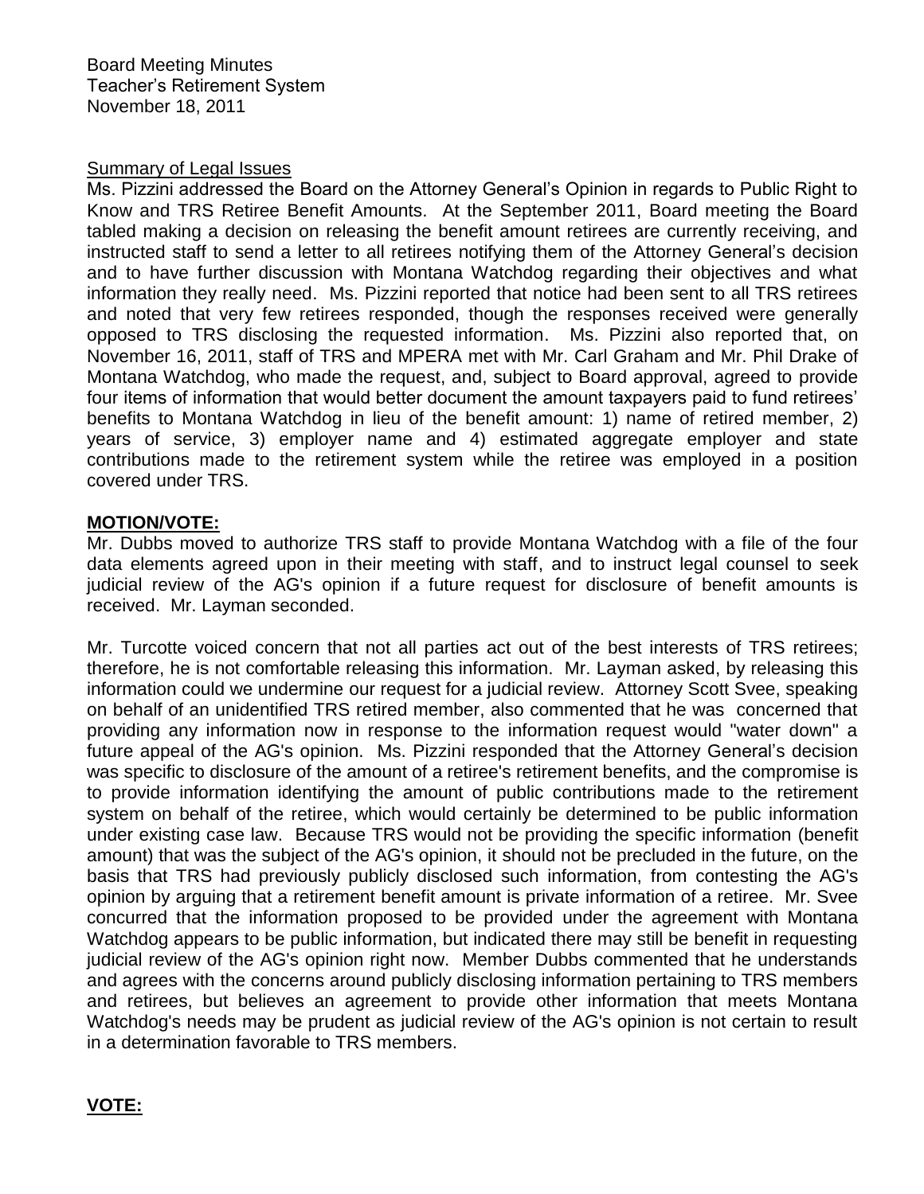Board Meeting Minutes
Teacher's Retirement System
November 18, 2011

Summary of Legal Issues

Ms. Pizzini addressed the Board on the Attorney General's Opinion in regards to Public Right to Know and TRS Retiree Benefit Amounts. At the September 2011, Board meeting the Board tabled making a decision on releasing the benefit amount retirees are currently receiving, and instructed staff to send a letter to all retirees notifying them of the Attorney General's decision and to have further discussion with Montana Watchdog regarding their objectives and what information they really need. Ms. Pizzini reported that notice had been sent to all TRS retirees and noted that very few retirees responded, though the responses received were generally opposed to TRS disclosing the requested information. Ms. Pizzini also reported that, on November 16, 2011, staff of TRS and MPERA met with Mr. Carl Graham and Mr. Phil Drake of Montana Watchdog, who made the request, and, subject to Board approval, agreed to provide four items of information that would better document the amount taxpayers paid to fund retirees' benefits to Montana Watchdog in lieu of the benefit amount: 1) name of retired member, 2) years of service, 3) employer name and 4) estimated aggregate employer and state contributions made to the retirement system while the retiree was employed in a position covered under TRS.

**MOTION/VOTE:**

Mr. Dubbs moved to authorize TRS staff to provide Montana Watchdog with a file of the four data elements agreed upon in their meeting with staff, and to instruct legal counsel to seek judicial review of the AG's opinion if a future request for disclosure of benefit amounts is received. Mr. Layman seconded.

Mr. Turcotte voiced concern that not all parties act out of the best interests of TRS retirees; therefore, he is not comfortable releasing this information. Mr. Layman asked, by releasing this information could we undermine our request for a judicial review. Attorney Scott Svee, speaking on behalf of an unidentified TRS retired member, also commented that he was concerned that providing any information now in response to the information request would "water down" a future appeal of the AG's opinion. Ms. Pizzini responded that the Attorney General's decision was specific to disclosure of the amount of a retiree's retirement benefits, and the compromise is to provide information identifying the amount of public contributions made to the retirement system on behalf of the retiree, which would certainly be determined to be public information under existing case law. Because TRS would not be providing the specific information (benefit amount) that was the subject of the AG's opinion, it should not be precluded in the future, on the basis that TRS had previously publicly disclosed such information, from contesting the AG's opinion by arguing that a retirement benefit amount is private information of a retiree. Mr. Svee concurred that the information proposed to be provided under the agreement with Montana Watchdog appears to be public information, but indicated there may still be benefit in requesting judicial review of the AG's opinion right now. Member Dubbs commented that he understands and agrees with the concerns around publicly disclosing information pertaining to TRS members and retirees, but believes an agreement to provide other information that meets Montana Watchdog's needs may be prudent as judicial review of the AG's opinion is not certain to result in a determination favorable to TRS members.

**VOTE:**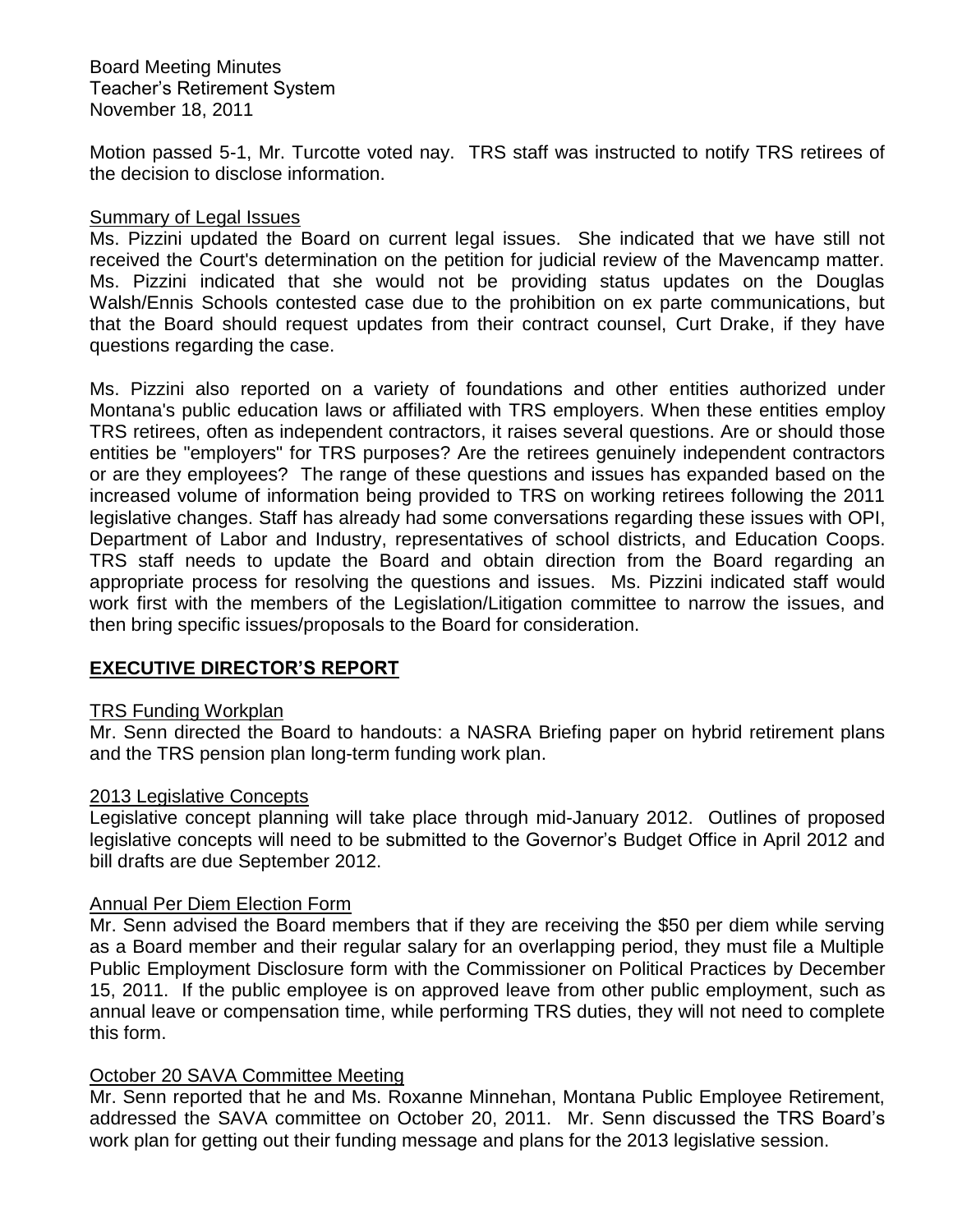Motion passed 5-1, Mr. Turcotte voted nay. TRS staff was instructed to notify TRS retirees of the decision to disclose information.

Summary of Legal Issues

Ms. Pizzini updated the Board on current legal issues. She indicated that we have still not received the Court's determination on the petition for judicial review of the Mavencamp matter. Ms. Pizzini indicated that she would not be providing status updates on the Douglas Walsh/Ennis Schools contested case due to the prohibition on ex parte communications, but that the Board should request updates from their contract counsel, Curt Drake, if they have questions regarding the case.

Ms. Pizzini also reported on a variety of foundations and other entities authorized under Montana's public education laws or affiliated with TRS employers. When these entities employ TRS retirees, often as independent contractors, it raises several questions. Are or should those entities be "employers" for TRS purposes? Are the retirees genuinely independent contractors or are they employees? The range of these questions and issues has expanded based on the increased volume of information being provided to TRS on working retirees following the 2011 legislative changes. Staff has already had some conversations regarding these issues with OPI, Department of Labor and Industry, representatives of school districts, and Education Coops. TRS staff needs to update the Board and obtain direction from the Board regarding an appropriate process for resolving the questions and issues. Ms. Pizzini indicated staff would work first with the members of the Legislation/Litigation committee to narrow the issues, and then bring specific issues/proposals to the Board for consideration.

## EXECUTIVE DIRECTOR'S REPORT

TRS Funding Workplan

Mr. Senn directed the Board to handouts: a NASRA Briefing paper on hybrid retirement plans and the TRS pension plan long-term funding work plan.

2013 Legislative Concepts

Legislative concept planning will take place through mid-January 2012. Outlines of proposed legislative concepts will need to be submitted to the Governor's Budget Office in April 2012 and bill drafts are due September 2012.

Annual Per Diem Election Form

Mr. Senn advised the Board members that if they are receiving the $50 per diem while serving as a Board member and their regular salary for an overlapping period, they must file a Multiple Public Employment Disclosure form with the Commissioner on Political Practices by December 15, 2011. If the public employee is on approved leave from other public employment, such as annual leave or compensation time, while performing TRS duties, they will not need to complete this form.

October 20 SAVA Committee Meeting

Mr. Senn reported that he and Ms. Roxanne Minnehan, Montana Public Employee Retirement, addressed the SAVA committee on October 20, 2011. Mr. Senn discussed the TRS Board's work plan for getting out their funding message and plans for the 2013 legislative session.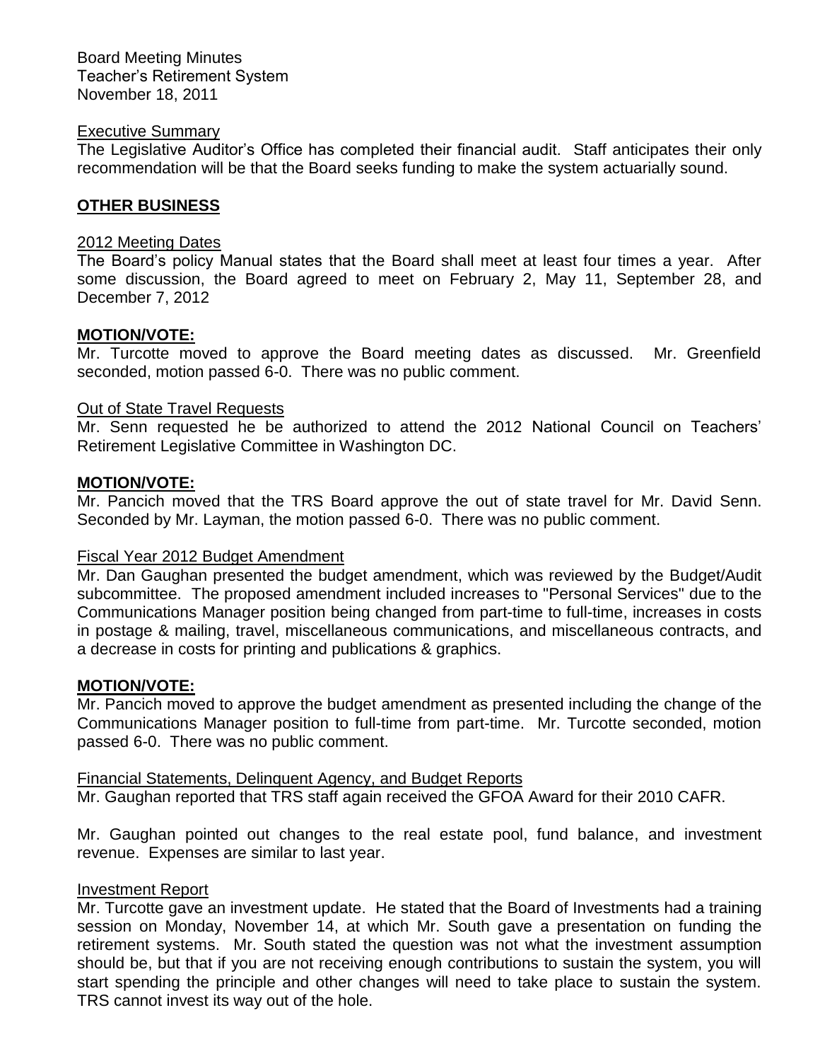Board Meeting Minutes
Teacher's Retirement System
November 18, 2011

Executive Summary
The Legislative Auditor's Office has completed their financial audit. Staff anticipates their only recommendation will be that the Board seeks funding to make the system actuarially sound.

## **OTHER BUSINESS**

2012 Meeting Dates
The Board's policy Manual states that the Board shall meet at least four times a year. After some discussion, the Board agreed to meet on February 2, May 11, September 28, and December 7, 2012

**MOTION/VOTE:**
Mr. Turcotte moved to approve the Board meeting dates as discussed. Mr. Greenfield seconded, motion passed 6-0. There was no public comment.

Out of State Travel Requests
Mr. Senn requested he be authorized to attend the 2012 National Council on Teachers' Retirement Legislative Committee in Washington DC.

**MOTION/VOTE:**
Mr. Pancich moved that the TRS Board approve the out of state travel for Mr. David Senn. Seconded by Mr. Layman, the motion passed 6-0. There was no public comment.

Fiscal Year 2012 Budget Amendment
Mr. Dan Gaughan presented the budget amendment, which was reviewed by the Budget/Audit subcommittee. The proposed amendment included increases to "Personal Services" due to the Communications Manager position being changed from part-time to full-time, increases in costs in postage & mailing, travel, miscellaneous communications, and miscellaneous contracts, and a decrease in costs for printing and publications & graphics.

**MOTION/VOTE:**
Mr. Pancich moved to approve the budget amendment as presented including the change of the Communications Manager position to full-time from part-time. Mr. Turcotte seconded, motion passed 6-0. There was no public comment.

Financial Statements, Delinquent Agency, and Budget Reports
Mr. Gaughan reported that TRS staff again received the GFOA Award for their 2010 CAFR.

Mr. Gaughan pointed out changes to the real estate pool, fund balance, and investment revenue. Expenses are similar to last year.

Investment Report
Mr. Turcotte gave an investment update. He stated that the Board of Investments had a training session on Monday, November 14, at which Mr. South gave a presentation on funding the retirement systems. Mr. South stated the question was not what the investment assumption should be, but that if you are not receiving enough contributions to sustain the system, you will start spending the principle and other changes will need to take place to sustain the system. TRS cannot invest its way out of the hole.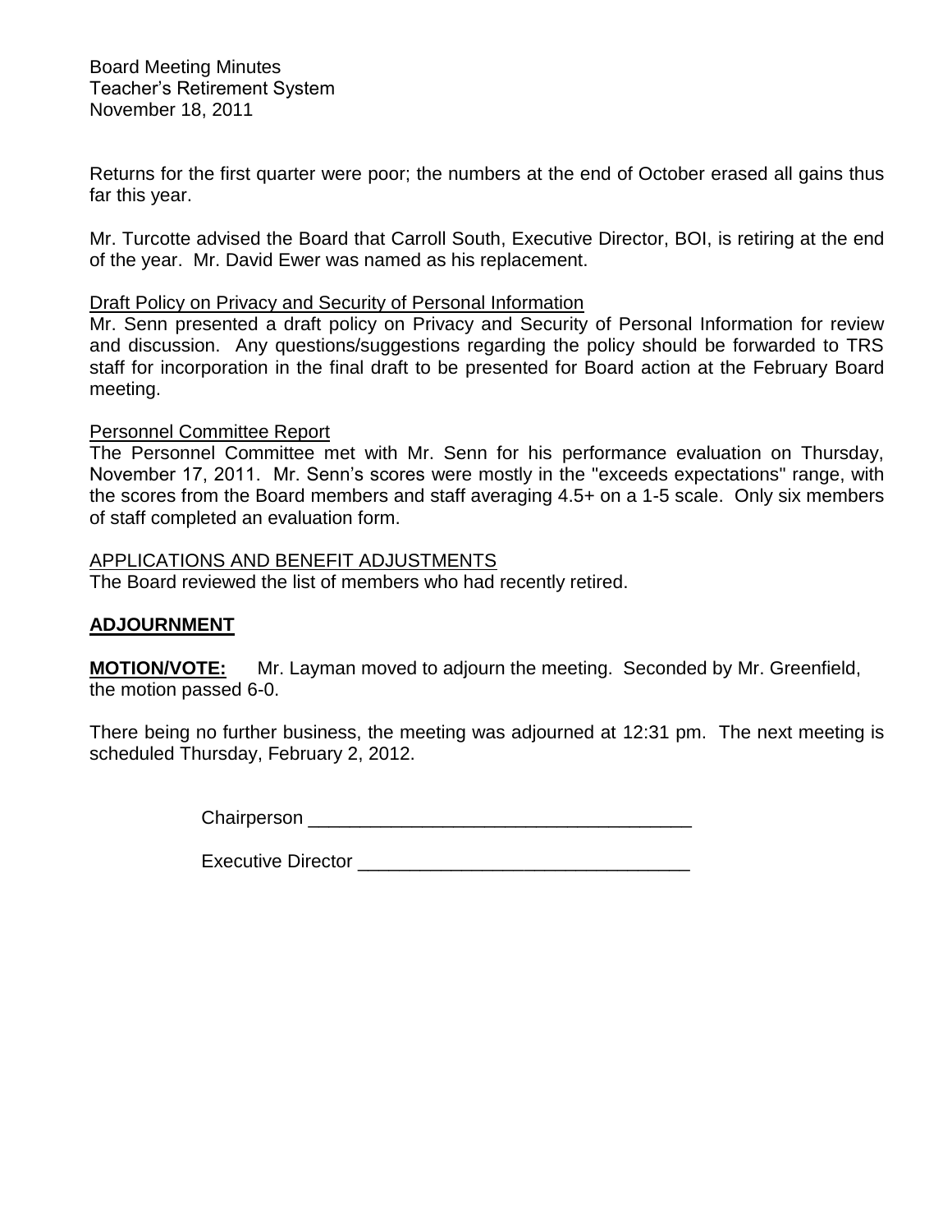Returns for the first quarter were poor; the numbers at the end of October erased all gains thus far this year.

Mr. Turcotte advised the Board that Carroll South, Executive Director, BOI, is retiring at the end of the year. Mr. David Ewer was named as his replacement.

<u>Draft Policy on Privacy and Security of Personal Information</u>

Mr. Senn presented a draft policy on Privacy and Security of Personal Information for review and discussion. Any questions/suggestions regarding the policy should be forwarded to TRS staff for incorporation in the final draft to be presented for Board action at the February Board meeting.

<u>Personnel Committee Report</u>

The Personnel Committee met with Mr. Senn for his performance evaluation on Thursday, November 17, 2011. Mr. Senn's scores were mostly in the "exceeds expectations" range, with the scores from the Board members and staff averaging 4.5+ on a 1-5 scale. Only six members of staff completed an evaluation form.

<u>APPLICATIONS AND BENEFIT ADJUSTMENTS</u>

The Board reviewed the list of members who had recently retired.

## ADJOURNMENT

**MOTION/VOTE:** Mr. Layman moved to adjourn the meeting. Seconded by Mr. Greenfield, the motion passed 6-0.

There being no further business, the meeting was adjourned at 12:31 pm. The next meeting is scheduled Thursday, February 2, 2012.

Chairperson ____________________________________

Executive Director _______________________________